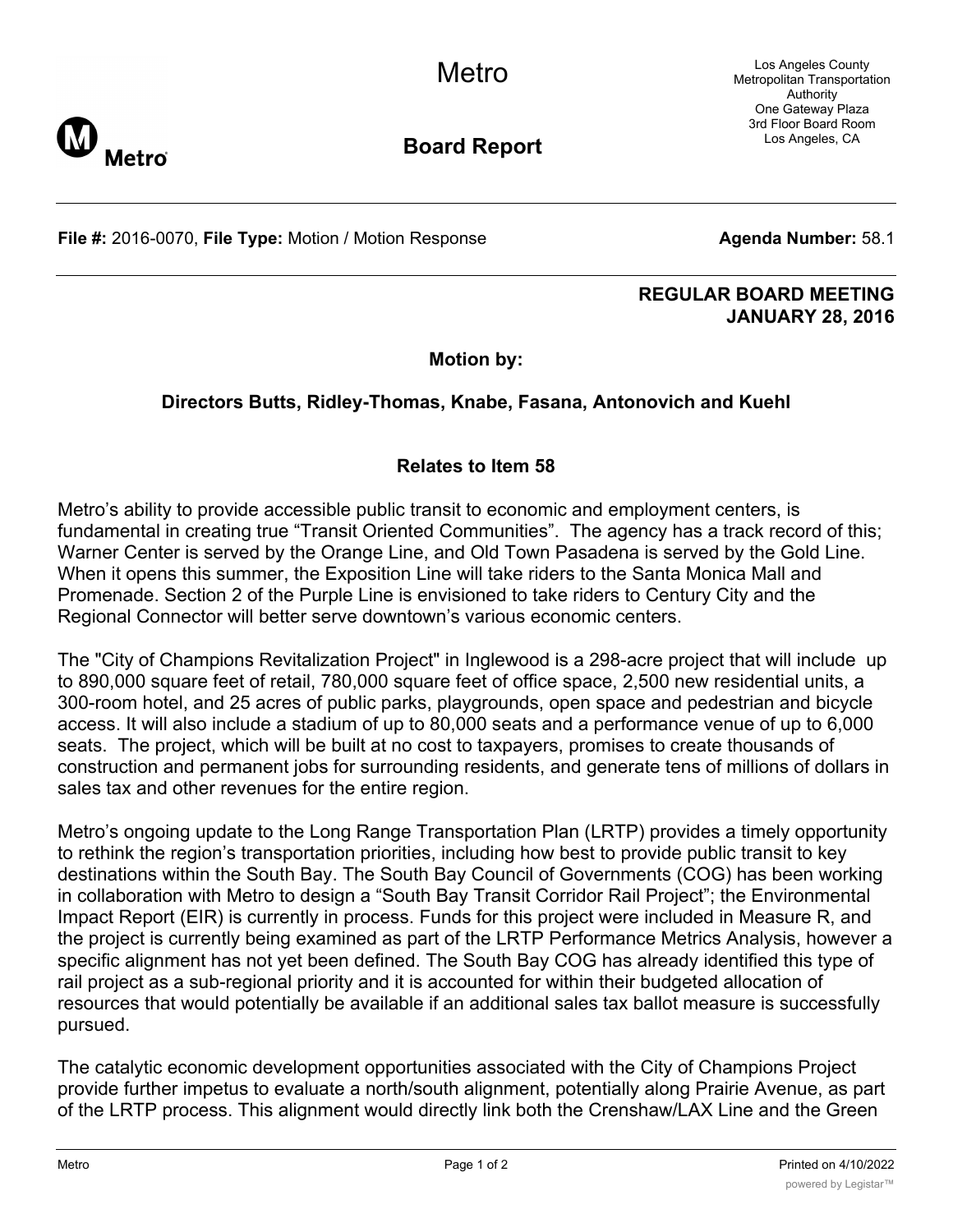# Metro

## Board Report

Los Angeles County Metropolitan Transportation Authority
One Gateway Plaza
3rd Floor Board Room
Los Angeles, CA

**File #:** 2016-0070, **File Type:** Motion / Motion Response **Agenda Number:** 58.1

**REGULAR BOARD MEETING**
**JANUARY 28, 2016**

**Motion by:**

**Directors Butts, Ridley-Thomas, Knabe, Fasana, Antonovich and Kuehl**

**Relates to Item 58**

Metro's ability to provide accessible public transit to economic and employment centers, is fundamental in creating true "Transit Oriented Communities". The agency has a track record of this; Warner Center is served by the Orange Line, and Old Town Pasadena is served by the Gold Line. When it opens this summer, the Exposition Line will take riders to the Santa Monica Mall and Promenade. Section 2 of the Purple Line is envisioned to take riders to Century City and the Regional Connector will better serve downtown's various economic centers.

The "City of Champions Revitalization Project" in Inglewood is a 298-acre project that will include up to 890,000 square feet of retail, 780,000 square feet of office space, 2,500 new residential units, a 300-room hotel, and 25 acres of public parks, playgrounds, open space and pedestrian and bicycle access. It will also include a stadium of up to 80,000 seats and a performance venue of up to 6,000 seats. The project, which will be built at no cost to taxpayers, promises to create thousands of construction and permanent jobs for surrounding residents, and generate tens of millions of dollars in sales tax and other revenues for the entire region.

Metro's ongoing update to the Long Range Transportation Plan (LRTP) provides a timely opportunity to rethink the region's transportation priorities, including how best to provide public transit to key destinations within the South Bay. The South Bay Council of Governments (COG) has been working in collaboration with Metro to design a "South Bay Transit Corridor Rail Project"; the Environmental Impact Report (EIR) is currently in process. Funds for this project were included in Measure R, and the project is currently being examined as part of the LRTP Performance Metrics Analysis, however a specific alignment has not yet been defined. The South Bay COG has already identified this type of rail project as a sub-regional priority and it is accounted for within their budgeted allocation of resources that would potentially be available if an additional sales tax ballot measure is successfully pursued.

The catalytic economic development opportunities associated with the City of Champions Project provide further impetus to evaluate a north/south alignment, potentially along Prairie Avenue, as part of the LRTP process. This alignment would directly link both the Crenshaw/LAX Line and the Green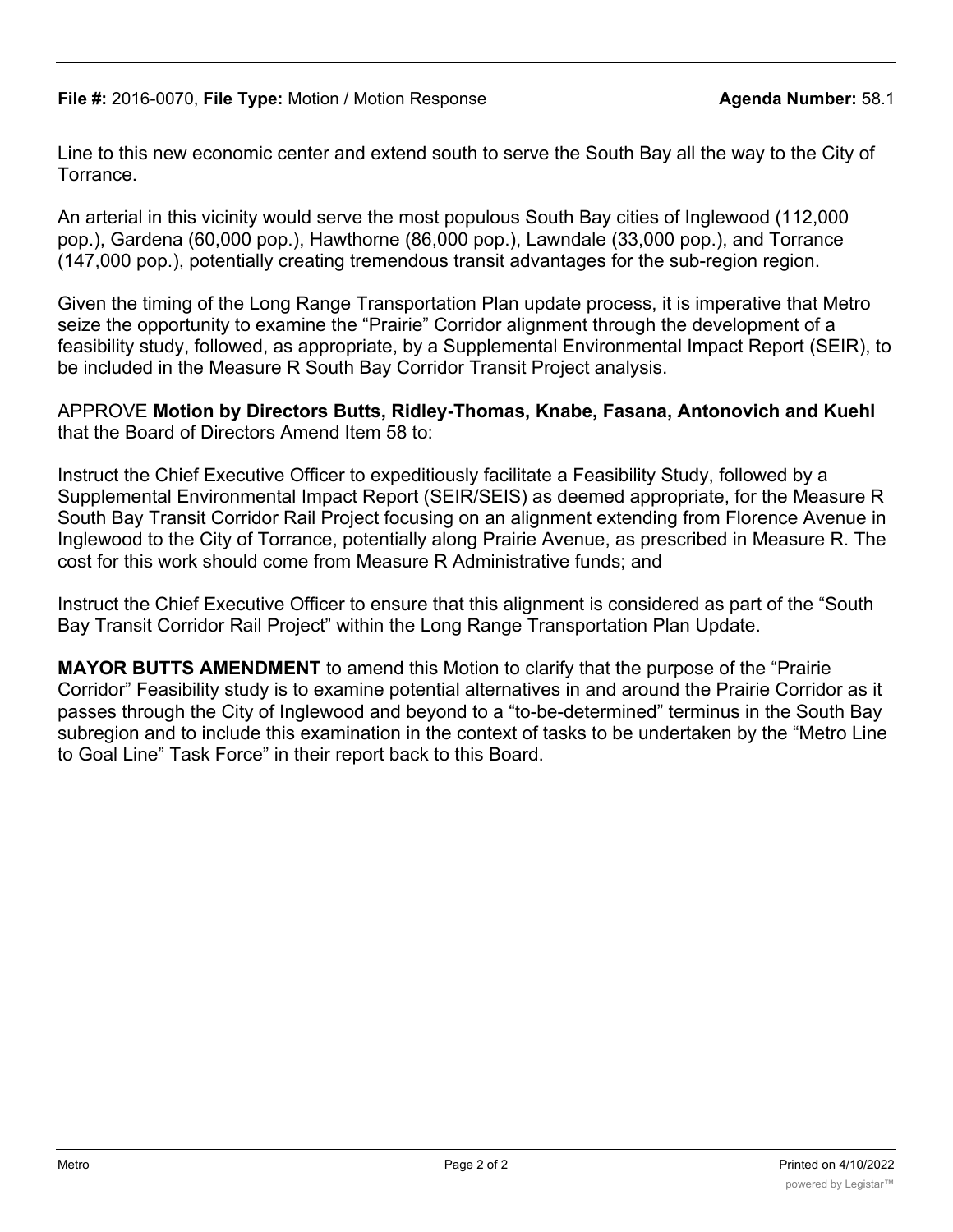Line to this new economic center and extend south to serve the South Bay all the way to the City of Torrance.

An arterial in this vicinity would serve the most populous South Bay cities of Inglewood (112,000 pop.), Gardena (60,000 pop.), Hawthorne (86,000 pop.), Lawndale (33,000 pop.), and Torrance (147,000 pop.), potentially creating tremendous transit advantages for the sub-region region.

Given the timing of the Long Range Transportation Plan update process, it is imperative that Metro seize the opportunity to examine the “Prairie” Corridor alignment through the development of a feasibility study, followed, as appropriate, by a Supplemental Environmental Impact Report (SEIR), to be included in the Measure R South Bay Corridor Transit Project analysis.

APPROVE **Motion by Directors Butts, Ridley-Thomas, Knabe, Fasana, Antonovich and Kuehl** that the Board of Directors Amend Item 58 to:

Instruct the Chief Executive Officer to expeditiously facilitate a Feasibility Study, followed by a Supplemental Environmental Impact Report (SEIR/SEIS) as deemed appropriate, for the Measure R South Bay Transit Corridor Rail Project focusing on an alignment extending from Florence Avenue in Inglewood to the City of Torrance, potentially along Prairie Avenue, as prescribed in Measure R. The cost for this work should come from Measure R Administrative funds; and

Instruct the Chief Executive Officer to ensure that this alignment is considered as part of the “South Bay Transit Corridor Rail Project” within the Long Range Transportation Plan Update.

**MAYOR BUTTS AMENDMENT** to amend this Motion to clarify that the purpose of the “Prairie Corridor” Feasibility study is to examine potential alternatives in and around the Prairie Corridor as it passes through the City of Inglewood and beyond to a “to-be-determined” terminus in the South Bay subregion and to include this examination in the context of tasks to be undertaken by the “Metro Line to Goal Line” Task Force” in their report back to this Board.